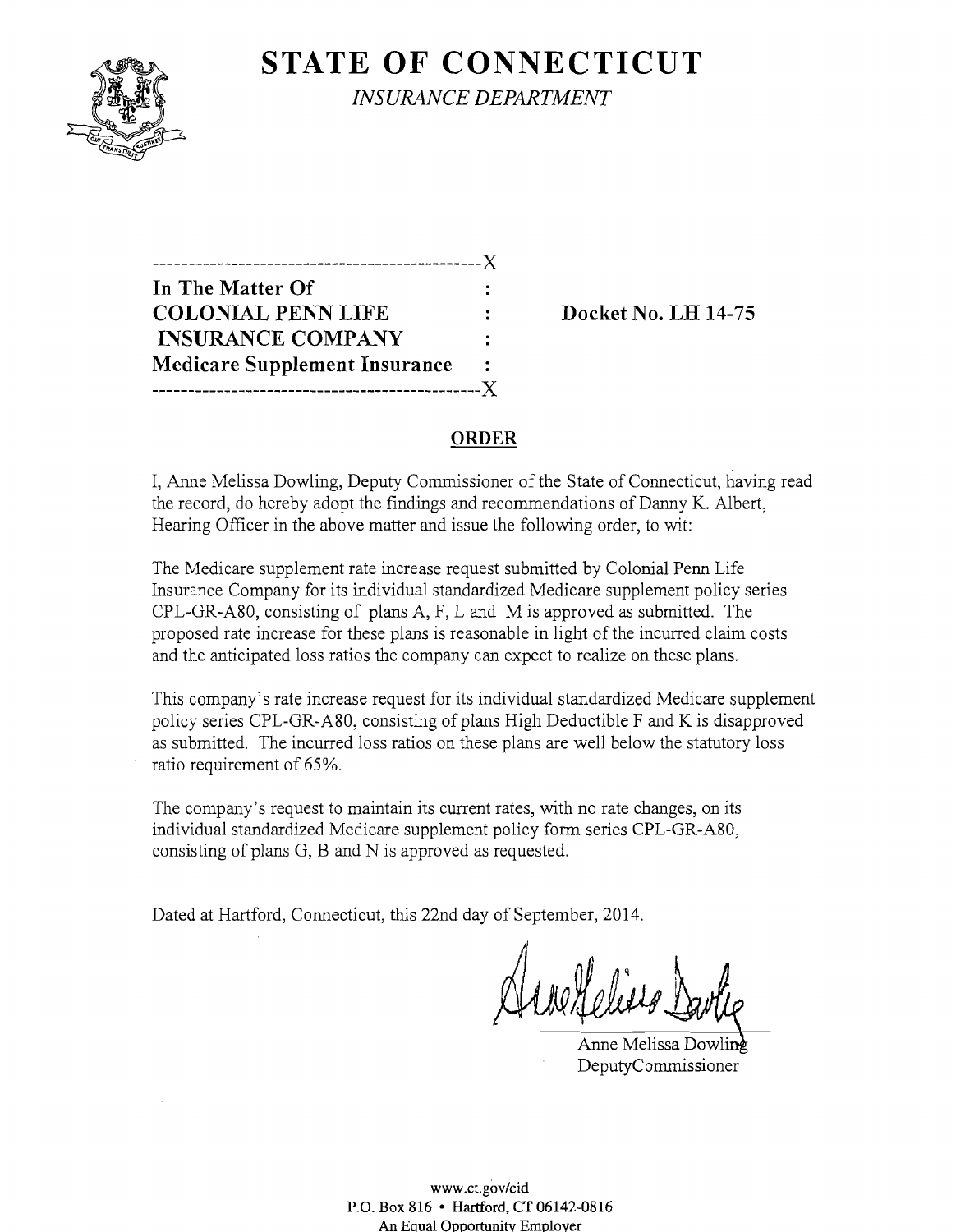# STATE OF CONNECTICUT

*INSURANCE DEPARTMENT*

---------------------------------------------X

**In The Matter Of** :
**COLONIAL PENN LIFE** : **Docket No. LH 14-75**
**INSURANCE COMPANY** :
**Medicare Supplement Insurance** :

---------------------------------------------X

## ORDER

I, Anne Melissa Dowling, Deputy Commissioner of the State of Connecticut, having read the record, do hereby adopt the findings and recommendations of Danny K. Albert, Hearing Officer in the above matter and issue the following order, to wit:

The Medicare supplement rate increase request submitted by Colonial Penn Life Insurance Company for its individual standardized Medicare supplement policy series CPL-GR-A80, consisting of plans A, F, L and M is approved as submitted. The proposed rate increase for these plans is reasonable in light of the incurred claim costs and the anticipated loss ratios the company can expect to realize on these plans.

This company's rate increase request for its individual standardized Medicare supplement policy series CPL-GR-A80, consisting of plans High Deductible F and K is disapproved as submitted. The incurred loss ratios on these plans are well below the statutory loss ratio requirement of 65%.

The company's request to maintain its current rates, with no rate changes, on its individual standardized Medicare supplement policy form series CPL-GR-A80, consisting of plans G, B and N is approved as requested.

Dated at Hartford, Connecticut, this 22nd day of September, 2014.

Anne Melissa Dowling
DeputyCommissioner

www.ct.gov/cid
P.O. Box 816 • Hartford, CT 06142-0816
An Equal Opportunity Employer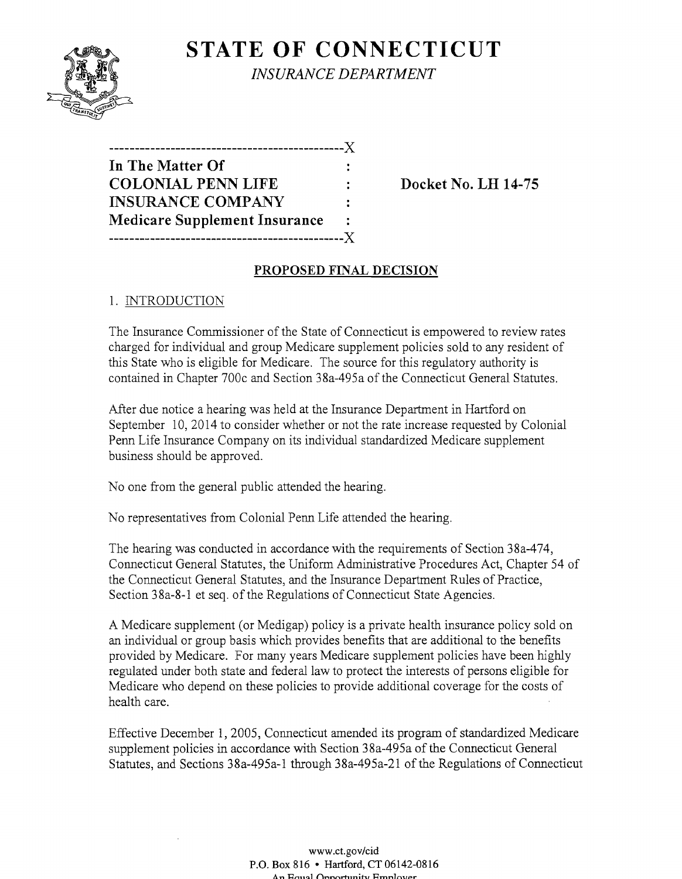# STATE OF CONNECTICUT

*INSURANCE DEPARTMENT*

```
---------------------------------------------X
In The Matter Of                             :
COLONIAL PENN LIFE                           :      Docket No. LH 14-75
INSURANCE COMPANY                            :
Medicare Supplement Insurance                :
---------------------------------------------X
```

**PROPOSED FINAL DECISION**

1. INTRODUCTION

The Insurance Commissioner of the State of Connecticut is empowered to review rates charged for individual and group Medicare supplement policies sold to any resident of this State who is eligible for Medicare. The source for this regulatory authority is contained in Chapter 700c and Section 38a-495a of the Connecticut General Statutes.

After due notice a hearing was held at the Insurance Department in Hartford on September 10, 2014 to consider whether or not the rate increase requested by Colonial Penn Life Insurance Company on its individual standardized Medicare supplement business should be approved.

No one from the general public attended the hearing.

No representatives from Colonial Penn Life attended the hearing.

The hearing was conducted in accordance with the requirements of Section 38a-474, Connecticut General Statutes, the Uniform Administrative Procedures Act, Chapter 54 of the Connecticut General Statutes, and the Insurance Department Rules of Practice, Section 38a-8-1 et seq. of the Regulations of Connecticut State Agencies.

A Medicare supplement (or Medigap) policy is a private health insurance policy sold on an individual or group basis which provides benefits that are additional to the benefits provided by Medicare. For many years Medicare supplement policies have been highly regulated under both state and federal law to protect the interests of persons eligible for Medicare who depend on these policies to provide additional coverage for the costs of health care.

Effective December 1, 2005, Connecticut amended its program of standardized Medicare supplement policies in accordance with Section 38a-495a of the Connecticut General Statutes, and Sections 38a-495a-1 through 38a-495a-21 of the Regulations of Connecticut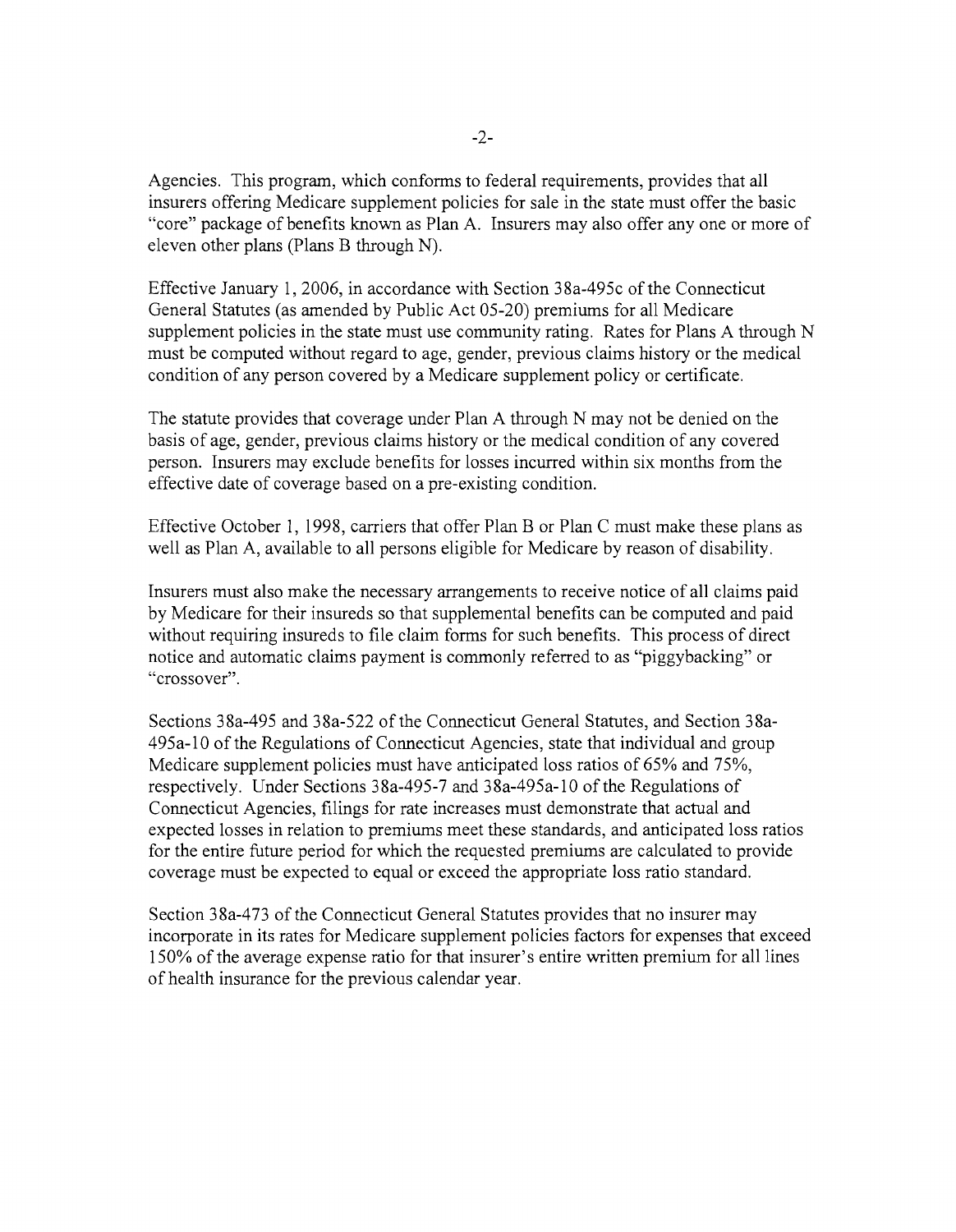Agencies. This program, which conforms to federal requirements, provides that all insurers offering Medicare supplement policies for sale in the state must offer the basic "core" package of benefits known as Plan A. Insurers may also offer any one or more of eleven other plans (Plans B through N).

Effective January 1, 2006, in accordance with Section 38a-495c of the Connecticut General Statutes (as amended by Public Act 05-20) premiums for all Medicare supplement policies in the state must use community rating. Rates for Plans A through N must be computed without regard to age, gender, previous claims history or the medical condition of any person covered by a Medicare supplement policy or certificate.

The statute provides that coverage under Plan A through N may not be denied on the basis of age, gender, previous claims history or the medical condition of any covered person. Insurers may exclude benefits for losses incurred within six months from the effective date of coverage based on a pre-existing condition.

Effective October 1, 1998, carriers that offer Plan B or Plan C must make these plans as well as Plan A, available to all persons eligible for Medicare by reason of disability.

Insurers must also make the necessary arrangements to receive notice of all claims paid by Medicare for their insureds so that supplemental benefits can be computed and paid without requiring insureds to file claim forms for such benefits. This process of direct notice and automatic claims payment is commonly referred to as "piggybacking" or "crossover".

Sections 38a-495 and 38a-522 of the Connecticut General Statutes, and Section 38a-495a-10 of the Regulations of Connecticut Agencies, state that individual and group Medicare supplement policies must have anticipated loss ratios of 65% and 75%, respectively. Under Sections 38a-495-7 and 38a-495a-10 of the Regulations of Connecticut Agencies, filings for rate increases must demonstrate that actual and expected losses in relation to premiums meet these standards, and anticipated loss ratios for the entire future period for which the requested premiums are calculated to provide coverage must be expected to equal or exceed the appropriate loss ratio standard.

Section 38a-473 of the Connecticut General Statutes provides that no insurer may incorporate in its rates for Medicare supplement policies factors for expenses that exceed 150% of the average expense ratio for that insurer's entire written premium for all lines of health insurance for the previous calendar year.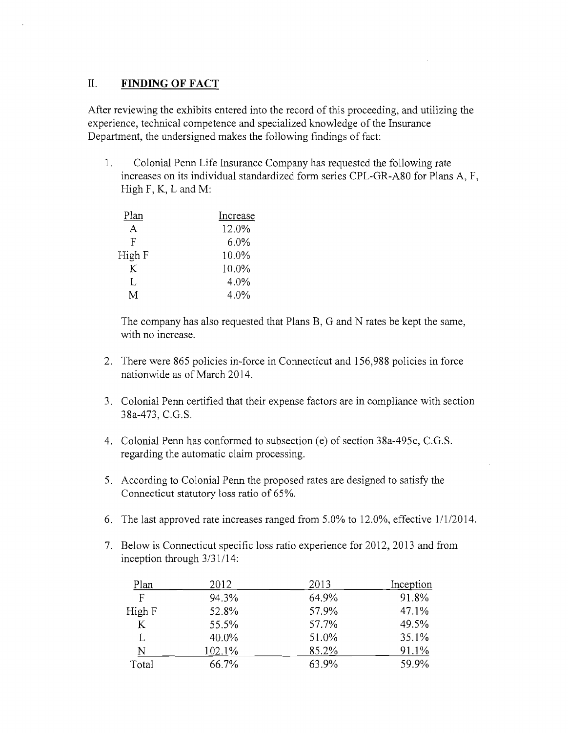## II. FINDING OF FACT

After reviewing the exhibits entered into the record of this proceeding, and utilizing the experience, technical competence and specialized knowledge of the Insurance Department, the undersigned makes the following findings of fact:

1. Colonial Penn Life Insurance Company has requested the following rate increases on its individual standardized form series CPL-GR-A80 for Plans A, F, High F, K, L and M:

| Plan | Increase |
|---|---|
| A | 12.0% |
| F | 6.0% |
| High F | 10.0% |
| K | 10.0% |
| L | 4.0% |
| M | 4.0% |

   The company has also requested that Plans B, G and N rates be kept the same, with no increase.

2. There were 865 policies in-force in Connecticut and 156,988 policies in force nationwide as of March 2014.

3. Colonial Penn certified that their expense factors are in compliance with section 38a-473, C.G.S.

4. Colonial Penn has conformed to subsection (e) of section 38a-495c, C.G.S. regarding the automatic claim processing.

5. According to Colonial Penn the proposed rates are designed to satisfy the Connecticut statutory loss ratio of 65%.

6. The last approved rate increases ranged from 5.0% to 12.0%, effective 1/1/2014.

7. Below is Connecticut specific loss ratio experience for 2012, 2013 and from inception through 3/31/14:

| Plan | 2012 | 2013 | Inception |
|---|---|---|---|
| F | 94.3% | 64.9% | 91.8% |
| High F | 52.8% | 57.9% | 47.1% |
| K | 55.5% | 57.7% | 49.5% |
| L | 40.0% | 51.0% | 35.1% |
| N | 102.1% | 85.2% | 91.1% |
| Total | 66.7% | 63.9% | 59.9% |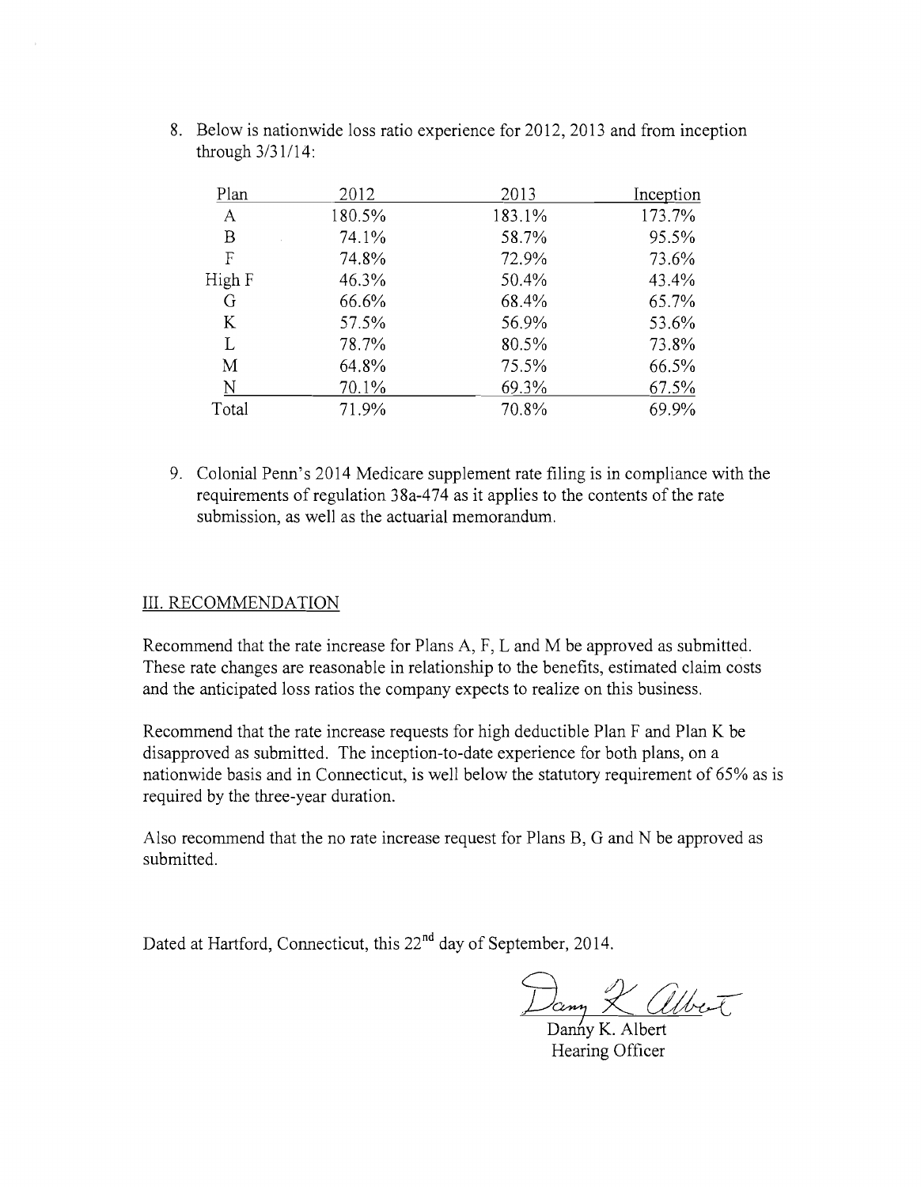8. Below is nationwide loss ratio experience for 2012, 2013 and from inception through 3/31/14:

| Plan | 2012 | 2013 | Inception |
|---|---|---|---|
| A | 180.5% | 183.1% | 173.7% |
| B | 74.1% | 58.7% | 95.5% |
| F | 74.8% | 72.9% | 73.6% |
| High F | 46.3% | 50.4% | 43.4% |
| G | 66.6% | 68.4% | 65.7% |
| K | 57.5% | 56.9% | 53.6% |
| L | 78.7% | 80.5% | 73.8% |
| M | 64.8% | 75.5% | 66.5% |
| N | 70.1% | 69.3% | 67.5% |
| Total | 71.9% | 70.8% | 69.9% |

9. Colonial Penn's 2014 Medicare supplement rate filing is in compliance with the requirements of regulation 38a-474 as it applies to the contents of the rate submission, as well as the actuarial memorandum.

## III. RECOMMENDATION

Recommend that the rate increase for Plans A, F, L and M be approved as submitted. These rate changes are reasonable in relationship to the benefits, estimated claim costs and the anticipated loss ratios the company expects to realize on this business.

Recommend that the rate increase requests for high deductible Plan F and Plan K be disapproved as submitted. The inception-to-date experience for both plans, on a nationwide basis and in Connecticut, is well below the statutory requirement of 65% as is required by the three-year duration.

Also recommend that the no rate increase request for Plans B, G and N be approved as submitted.

Dated at Hartford, Connecticut, this 22nd day of September, 2014.

Danny K. Albert
Hearing Officer